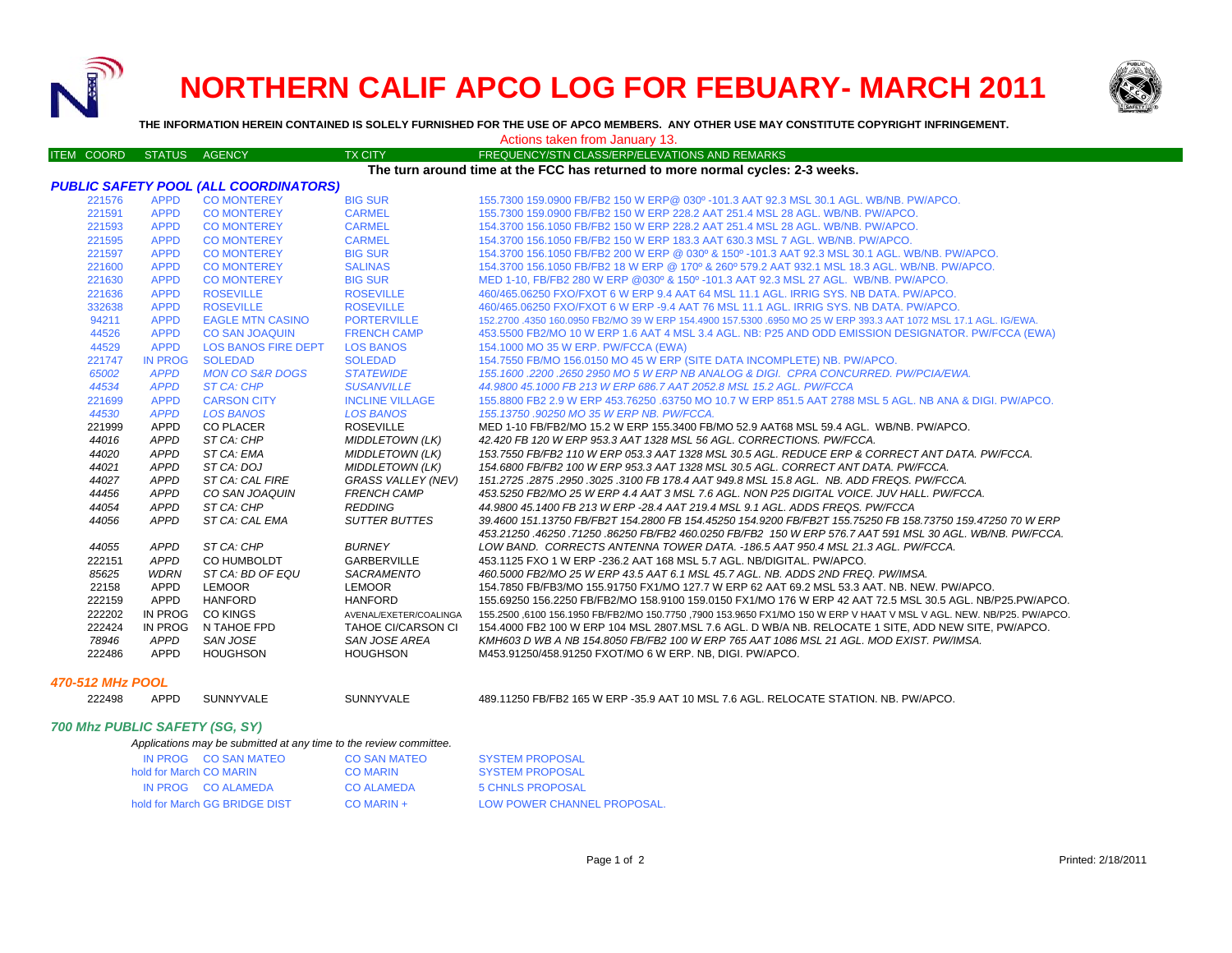# NORTHERN CALIF APCO LOG FOR FEBUARY- MARCH 2011

**THE INFORMATION HEREIN CONTAINED IS SOLELY FURNISHED FOR THE USE OF APCO MEMBERS. ANY OTHER USE MAY CONSTITUTE COPYRIGHT INFRINGEMENT.**

Actions taken from January 13.

| ITEM | COORD | STATUS | AGENCY | TX CITY | FREQUENCY/STN CLASS/ERP/ELEVATIONS AND REMARKS |
|---|---|---|---|---|---|

**The turn around time at the FCC has returned to more normal cycles: 2-3 weeks.**

### PUBLIC SAFETY POOL (ALL COORDINATORS)

| ITEM | COORD | STATUS | AGENCY | TX CITY | FREQUENCY/STN CLASS/ERP/ELEVATIONS AND REMARKS |
|---|---|---|---|---|---|
| | 221576 | APPD | CO MONTEREY | BIG SUR | 155.7300 159.0900 FB/FB2 150 W ERP@ 030º -101.3 AAT 92.3 MSL 30.1 AGL. WB/NB. PW/APCO. |
| | 221591 | APPD | CO MONTEREY | CARMEL | 155.7300 159.0900 FB/FB2 150 W ERP 228.2 AAT 251.4 MSL 28 AGL. WB/NB. PW/APCO. |
| | 221593 | APPD | CO MONTEREY | CARMEL | 154.3700 156.1050 FB/FB2 150 W ERP 228.2 AAT 251.4 MSL 28 AGL. WB/NB. PW/APCO. |
| | 221595 | APPD | CO MONTEREY | CARMEL | 154.3700 156.1050 FB/FB2 150 W ERP 183.3 AAT 630.3 MSL 7 AGL. WB/NB. PW/APCO. |
| | 221597 | APPD | CO MONTEREY | BIG SUR | 154.3700 156.1050 FB/FB2 200 W ERP @ 030º & 150º -101.3 AAT 92.3 MSL 30.1 AGL. WB/NB. PW/APCO. |
| | 221600 | APPD | CO MONTEREY | SALINAS | 154.3700 156.1050 FB/FB2 18 W ERP @ 170º & 260º 579.2 AAT 932.1 MSL 18.3 AGL. WB/NB. PW/APCO. |
| | 221630 | APPD | CO MONTEREY | BIG SUR | MED 1-10, FB/FB2 280 W ERP @030º & 150º -101.3 AAT 92.3 MSL 27 AGL. WB/NB. PW/APCO. |
| | 221636 | APPD | ROSEVILLE | ROSEVILLE | 460/465.06250 FXO/FXOT 6 W ERP 9.4 AAT 64 MSL 11.1 AGL. IRRIG SYS. NB DATA. PW/APCO. |
| | 332638 | APPD | ROSEVILLE | ROSEVILLE | 460/465.06250 FXO/FXOT 6 W ERP -9.4 AAT 76 MSL 11.1 AGL. IRRIG SYS. NB DATA. PW/APCO. |
| | 94211 | APPD | EAGLE MTN CASINO | PORTERVILLE | 152.2700 .4350 160.0950 FB2/MO 39 W ERP 154.4900 157.5300 .6950 MO 25 W ERP 393.3 AAT 1072 MSL 17.1 AGL. IG/EWA. |
| | 44526 | APPD | CO SAN JOAQUIN | FRENCH CAMP | 453.5500 FB2/MO 10 W ERP 1.6 AAT 4 MSL 3.4 AGL. NB: P25 AND ODD EMISSION DESIGNATOR. PW/FCCA (EWA) |
| | 44529 | APPD | LOS BANOS FIRE DEPT | LOS BANOS | 154.1000 MO 35 W ERP. PW/FCCA (EWA) |
| | 221747 | IN PROG | SOLEDAD | SOLEDAD | 154.7550 FB/MO 156.0150 MO 45 W ERP (SITE DATA INCOMPLETE) NB. PW/APCO. |
| | *65002* | *APPD* | *MON CO S&R DOGS* | *STATEWIDE* | *155.1600 .2200 .2650 2950 MO 5 W ERP NB ANALOG & DIGI. CPRA CONCURRED. PW/PCIA/EWA.* |
| | *44534* | *APPD* | *ST CA: CHP* | *SUSANVILLE* | *44.9800 45.1000 FB 213 W ERP 686.7 AAT 2052.8 MSL 15.2 AGL. PW/FCCA* |
| | 221699 | APPD | CARSON CITY | INCLINE VILLAGE | 155.8800 FB2 2.9 W ERP 453.76250 .63750 MO 10.7 W ERP 851.5 AAT 2788 MSL 5 AGL. NB ANA & DIGI. PW/APCO. |
| | *44530* | *APPD* | *LOS BANOS* | *LOS BANOS* | *155.13750 .90250 MO 35 W ERP NB. PW/FCCA.* |
| | 221999 | APPD | CO PLACER | ROSEVILLE | MED 1-10 FB/FB2/MO 15.2 W ERP 155.3400 FB/MO 52.9 AAT68 MSL 59.4 AGL. WB/NB. PW/APCO. |
| | *44016* | *APPD* | *ST CA: CHP* | *MIDDLETOWN (LK)* | *42.420 FB 120 W ERP 953.3 AAT 1328 MSL 56 AGL. CORRECTIONS. PW/FCCA.* |
| | *44020* | *APPD* | *ST CA: EMA* | *MIDDLETOWN (LK)* | *153.7550 FB/FB2 110 W ERP 053.3 AAT 1328 MSL 30.5 AGL. REDUCE ERP & CORRECT ANT DATA. PW/FCCA.* |
| | *44021* | *APPD* | *ST CA: DOJ* | *MIDDLETOWN (LK)* | *154.6800 FB/FB2 100 W ERP 953.3 AAT 1328 MSL 30.5 AGL. CORRECT ANT DATA. PW/FCCA.* |
| | *44027* | *APPD* | *ST CA: CAL FIRE* | *GRASS VALLEY (NEV)* | *151.2725 .2875 .2950 .3025 .3100 FB 178.4 AAT 949.8 MSL 15.8 AGL. NB. ADD FREQS. PW/FCCA.* |
| | *44456* | *APPD* | *CO SAN JOAQUIN* | *FRENCH CAMP* | *453.5250 FB2/MO 25 W ERP 4.4 AAT 3 MSL 7.6 AGL. NON P25 DIGITAL VOICE. JUV HALL. PW/FCCA.* |
| | *44054* | *APPD* | *ST CA: CHP* | *REDDING* | *44.9800 45.1400 FB 213 W ERP -28.4 AAT 219.4 MSL 9.1 AGL. ADDS FREQS. PW/FCCA* |
| | *44056* | *APPD* | *ST CA: CAL EMA* | *SUTTER BUTTES* | *39.4600 151.13750 FB/FB2T 154.2800 FB 154.45250 154.9200 FB/FB2T 155.75250 FB 158.73750 159.47250 70 W ERP 453.21250 .46250 .71250 .86250 FB/FB2 460.0250 FB/FB2 150 W ERP 576.7 AAT 591 MSL 30 AGL. WB/NB. PW/FCCA.* |
| | *44055* | *APPD* | *ST CA: CHP* | *BURNEY* | *LOW BAND. CORRECTS ANTENNA TOWER DATA. -186.5 AAT 950.4 MSL 21.3 AGL. PW/FCCA.* |
| | 222151 | APPD | CO HUMBOLDT | GARBERVILLE | 453.1125 FXO 1 W ERP -236.2 AAT 168 MSL 5.7 AGL. NB/DIGITAL. PW/APCO. |
| | *85625* | *WDRN* | *ST CA: BD OF EQU* | *SACRAMENTO* | *460.5000 FB2/MO 25 W ERP 43.5 AAT 6.1 MSL 45.7 AGL. NB. ADDS 2ND FREQ. PW/IMSA.* |
| | 22158 | APPD | LEMOOR | LEMOOR | 154.7850 FB/FB3/MO 155.91750 FX1/MO 127.7 W ERP 62 AAT 69.2 MSL 53.3 AAT. NB. NEW. PW/APCO. |
| | 222159 | APPD | HANFORD | HANFORD | 155.69250 156.2250 FB/FB2/MO 158.9100 159.0150 FX1/MO 176 W ERP 42 AAT 72.5 MSL 30.5 AGL. NB/P25.PW/APCO. |
| | 222202 | IN PROG | CO KINGS | AVENAL/EXETER/COALINGA | 155.2500 ,6100 156.1950 FB/FB2/MO 150.7750 ,7900 153.9650 FX1/MO 150 W ERP V HAAT V MSL V AGL. NEW. NB/P25. PW/APCO. |
| | 222424 | IN PROG | N TAHOE FPD | TAHOE CI/CARSON CI | 154.4000 FB2 100 W ERP 104 MSL 2807.MSL 7.6 AGL. D WB/A NB. RELOCATE 1 SITE, ADD NEW SITE, PW/APCO. |
| | *78946* | *APPD* | *SAN JOSE* | *SAN JOSE AREA* | *KMH603 D WB A NB 154.8050 FB/FB2 100 W ERP 765 AAT 1086 MSL 21 AGL. MOD EXIST. PW/IMSA.* |
| | 222486 | APPD | HOUGHSON | HOUGHSON | M453.91250/458.91250 FXOT/MO 6 W ERP. NB, DIGI. PW/APCO. |

### 470-512 MHz POOL

| ITEM | COORD | STATUS | AGENCY | TX CITY | FREQUENCY/STN CLASS/ERP/ELEVATIONS AND REMARKS |
|---|---|---|---|---|---|
| | 222498 | APPD | SUNNYVALE | SUNNYVALE | 489.11250 FB/FB2 165 W ERP -35.9 AAT 10 MSL 7.6 AGL. RELOCATE STATION. NB. PW/APCO. |

### 700 Mhz PUBLIC SAFETY (SG, SY)

*Applications may be submitted at any time to the review committee.*

| STATUS | AGENCY | TX CITY | REMARKS |
|---|---|---|---|
| IN PROG | CO SAN MATEO | CO SAN MATEO | SYSTEM PROPOSAL |
| hold for March | CO MARIN | CO MARIN | SYSTEM PROPOSAL |
| IN PROG | CO ALAMEDA | CO ALAMEDA | 5 CHNLS PROPOSAL |
| hold for March | GG BRIDGE DIST | CO MARIN + | LOW POWER CHANNEL PROPOSAL. |

Printed: 2/18/2011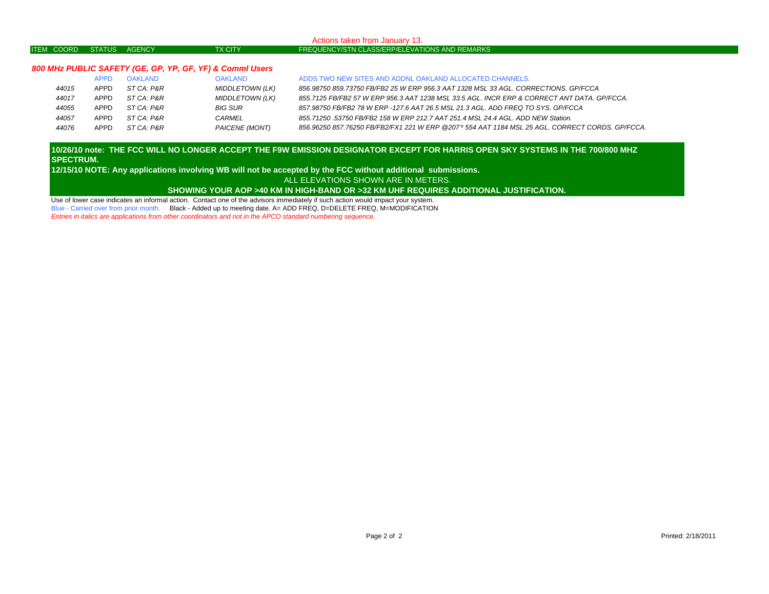Actions taken from January 13.

| ITEM | COORD | STATUS | AGENCY | TX CITY | FREQUENCY/STN CLASS/ERP/ELEVATIONS AND REMARKS |
|---|---|---|---|---|---|

### *800 MHz PUBLIC SAFETY (GE, GP, YP, GF, YF) & Comml Users*

| ITEM | COORD | STATUS | AGENCY | TX CITY | FREQUENCY/STN CLASS/ERP/ELEVATIONS AND REMARKS |
|---|---|---|---|---|---|
| | | APPD | OAKLAND | OAKLAND | ADDS TWO NEW SITES AND ADDNL OAKLAND ALLOCATED CHANNELS. |
| | *44015* | APPD | *ST CA: P&R* | *MIDDLETOWN (LK)* | *856.98750 859.73750 FB/FB2 25 W ERP 956.3 AAT 1328 MSL 33 AGL. CORRECTIONS. GP/FCCA* |
| | *44017* | APPD | *ST CA: P&R* | *MIDDLETOWN (LK)* | *855.7125 FB/FB2 57 W ERP 956.3 AAT 1238 MSL 33.5 AGL. INCR ERP & CORRECT ANT DATA. GP/FCCA.* |
| | *44055* | APPD | *ST CA: P&R* | *BIG SUR* | *857.98750 FB/FB2 78 W ERP -127.6 AAT 26.5 MSL 21.3 AGL. ADD FREQ TO SYS. GP/FCCA* |
| | *44057* | APPD | *ST CA: P&R* | *CARMEL* | *855.71250 .53750 FB/FB2 158 W ERP 212.7 AAT 251.4 MSL 24.4 AGL. ADD NEW Station.* |
| | *44076* | APPD | *ST CA: P&R* | *PAICENE (MONT)* | *856.96250 857.76250 FB/FB2/FX1 221 W ERP @207º 554 AAT 1184 MSL 25 AGL. CORRECT CORDS. GP/FCCA.* |

**10/26/10 note: THE FCC WILL NO LONGER ACCEPT THE F9W EMISSION DESIGNATOR EXCEPT FOR HARRIS OPEN SKY SYSTEMS IN THE 700/800 MHZ SPECTRUM.**

**12/15/10 NOTE: Any applications involving WB will not be accepted by the FCC without additional submissions.**

ALL ELEVATIONS SHOWN ARE IN METERS.

**SHOWING YOUR AOP >40 KM IN HIGH-BAND OR >32 KM UHF REQUIRES ADDITIONAL JUSTIFICATION.**

Use of lower case indicates an informal action. Contact one of the advisors immediately if such action would impact your system.

Blue - Carried over from prior month. Black - Added up to meeting date. A= ADD FREQ, D=DELETE FREQ, M=MODIFICATION

*Entries in italics are applications from other coordinators and not in the APCO standard numbering sequence.*

Printed: 2/18/2011